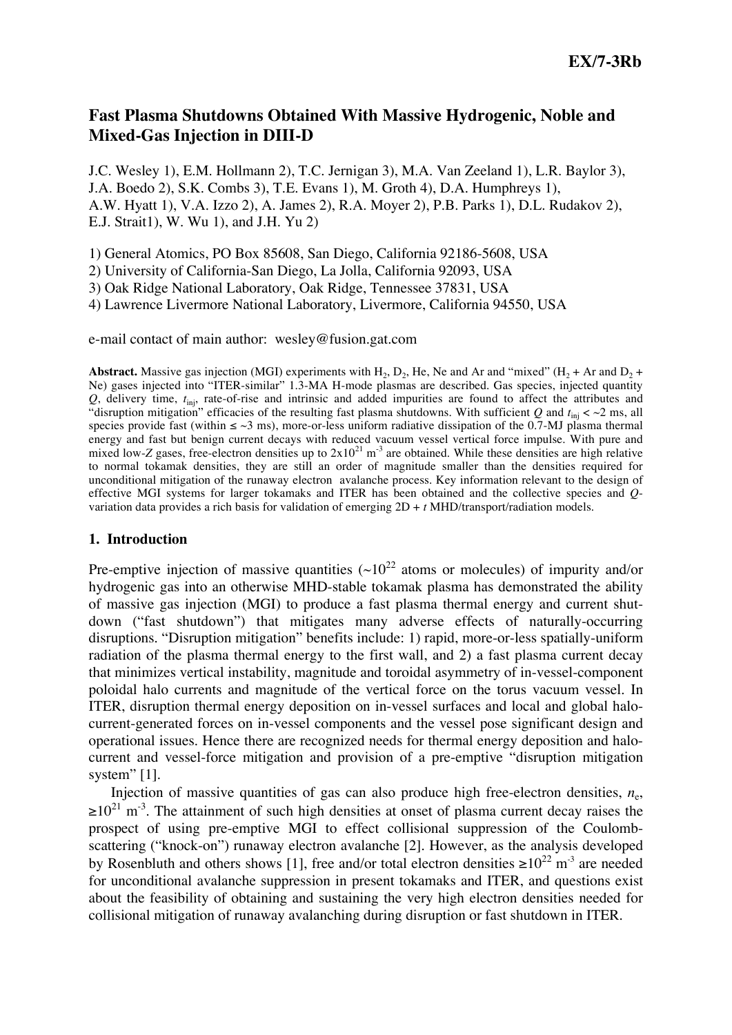# Fast Plasma Shutdowns Obtained With Massive Hydrogenic, Noble and Mixed-Gas Injection in DIII-D

J.C. Wesley 1), E.M. Hollmann 2), T.C. Jernigan 3), M.A. Van Zeeland 1), L.R. Baylor 3), J.A. Boedo 2), S.K. Combs 3), T.E. Evans 1), M. Groth 4), D.A. Humphreys 1), A.W. Hyatt 1), V.A. Izzo 2), A. James 2), R.A. Moyer 2), P.B. Parks 1), D.L. Rudakov 2), E.J. Strait1), W. Wu 1), and J.H. Yu 2)

1) General Atomics, PO Box 85608, San Diego, California 92186-5608, USA
2) University of California-San Diego, La Jolla, California 92093, USA
3) Oak Ridge National Laboratory, Oak Ridge, Tennessee 37831, USA
4) Lawrence Livermore National Laboratory, Livermore, California 94550, USA

e-mail contact of main author: wesley@fusion.gat.com

**Abstract.** Massive gas injection (MGI) experiments with $H_2$, $D_2$, He, Ne and Ar and "mixed" ($H_2$ + Ar and $D_2$ + Ne) gases injected into "ITER-similar" 1.3-MA H-mode plasmas are described. Gas species, injected quantity $Q$, delivery time, $t_{inj}$, rate-of-rise and intrinsic and added impurities are found to affect the attributes and "disruption mitigation" efficacies of the resulting fast plasma shutdowns. With sufficient $Q$ and $t_{inj} < \sim 2$ ms, all species provide fast (within $\leq \sim 3$ ms), more-or-less uniform radiative dissipation of the 0.7-MJ plasma thermal energy and fast but benign current decays with reduced vacuum vessel vertical force impulse. With pure and mixed low-$Z$ gases, free-electron densities up to $2 \times 10^{21}$ m$^{-3}$ are obtained. While these densities are high relative to normal tokamak densities, they are still an order of magnitude smaller than the densities required for unconditional mitigation of the runaway electron avalanche process. Key information relevant to the design of effective MGI systems for larger tokamaks and ITER has been obtained and the collective species and $Q$-variation data provides a rich basis for validation of emerging 2D + $t$ MHD/transport/radiation models.

## 1. Introduction

Pre-emptive injection of massive quantities ($\sim 10^{22}$ atoms or molecules) of impurity and/or hydrogenic gas into an otherwise MHD-stable tokamak plasma has demonstrated the ability of massive gas injection (MGI) to produce a fast plasma thermal energy and current shutdown ("fast shutdown") that mitigates many adverse effects of naturally-occurring disruptions. "Disruption mitigation" benefits include: 1) rapid, more-or-less spatially-uniform radiation of the plasma thermal energy to the first wall, and 2) a fast plasma current decay that minimizes vertical instability, magnitude and toroidal asymmetry of in-vessel-component poloidal halo currents and magnitude of the vertical force on the torus vacuum vessel. In ITER, disruption thermal energy deposition on in-vessel surfaces and local and global halo-current-generated forces on in-vessel components and the vessel pose significant design and operational issues. Hence there are recognized needs for thermal energy deposition and halo-current and vessel-force mitigation and provision of a pre-emptive "disruption mitigation system" [1].

Injection of massive quantities of gas can also produce high free-electron densities, $n_e$, $\geq 10^{21}$ m$^{-3}$. The attainment of such high densities at onset of plasma current decay raises the prospect of using pre-emptive MGI to effect collisional suppression of the Coulomb-scattering ("knock-on") runaway electron avalanche [2]. However, as the analysis developed by Rosenbluth and others shows [1], free and/or total electron densities $\geq 10^{22}$ m$^{-3}$ are needed for unconditional avalanche suppression in present tokamaks and ITER, and questions exist about the feasibility of obtaining and sustaining the very high electron densities needed for collisional mitigation of runaway avalanching during disruption or fast shutdown in ITER.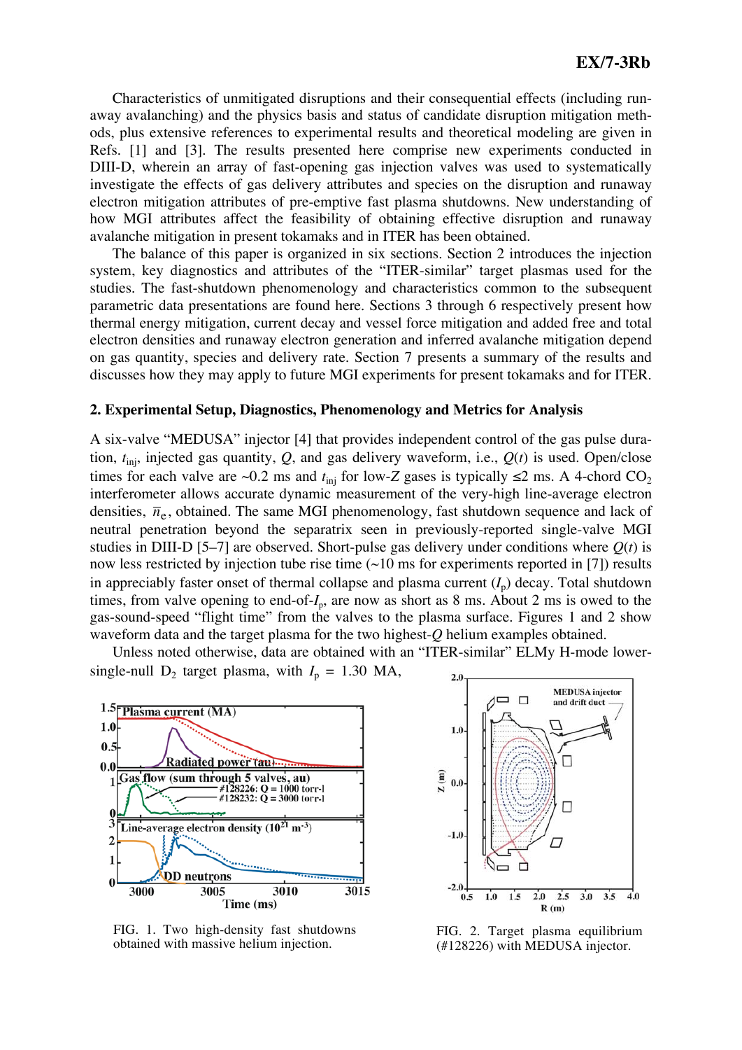Characteristics of unmitigated disruptions and their consequential effects (including runaway avalanching) and the physics basis and status of candidate disruption mitigation methods, plus extensive references to experimental results and theoretical modeling are given in Refs. [1] and [3]. The results presented here comprise new experiments conducted in DIII-D, wherein an array of fast-opening gas injection valves was used to systematically investigate the effects of gas delivery attributes and species on the disruption and runaway electron mitigation attributes of pre-emptive fast plasma shutdowns. New understanding of how MGI attributes affect the feasibility of obtaining effective disruption and runaway avalanche mitigation in present tokamaks and in ITER has been obtained.

The balance of this paper is organized in six sections. Section 2 introduces the injection system, key diagnostics and attributes of the "ITER-similar" target plasmas used for the studies. The fast-shutdown phenomenology and characteristics common to the subsequent parametric data presentations are found here. Sections 3 through 6 respectively present how thermal energy mitigation, current decay and vessel force mitigation and added free and total electron densities and runaway electron generation and inferred avalanche mitigation depend on gas quantity, species and delivery rate. Section 7 presents a summary of the results and discusses how they may apply to future MGI experiments for present tokamaks and for ITER.

## 2. Experimental Setup, Diagnostics, Phenomenology and Metrics for Analysis

A six-valve "MEDUSA" injector [4] that provides independent control of the gas pulse duration, $t_{inj}$, injected gas quantity, $Q$, and gas delivery waveform, i.e., $Q(t)$ is used. Open/close times for each valve are ~0.2 ms and $t_{inj}$ for low-$Z$ gases is typically ≤2 ms. A 4-chord $CO_2$ interferometer allows accurate dynamic measurement of the very-high line-average electron densities, $\bar{n}_e$, obtained. The same MGI phenomenology, fast shutdown sequence and lack of neutral penetration beyond the separatrix seen in previously-reported single-valve MGI studies in DIII-D [5–7] are observed. Short-pulse gas delivery under conditions where $Q(t)$ is now less restricted by injection tube rise time (~10 ms for experiments reported in [7]) results in appreciably faster onset of thermal collapse and plasma current ($I_p$) decay. Total shutdown times, from valve opening to end-of-$I_p$, are now as short as 8 ms. About 2 ms is owed to the gas-sound-speed "flight time" from the valves to the plasma surface. Figures 1 and 2 show waveform data and the target plasma for the two highest-$Q$ helium examples obtained.

Unless noted otherwise, data are obtained with an "ITER-similar" ELMy H-mode lower-single-null $D_2$ target plasma, with $I_p$ = 1.30 MA,

FIG. 1. Two high-density fast shutdowns obtained with massive helium injection.

FIG. 2. Target plasma equilibrium (#128226) with MEDUSA injector.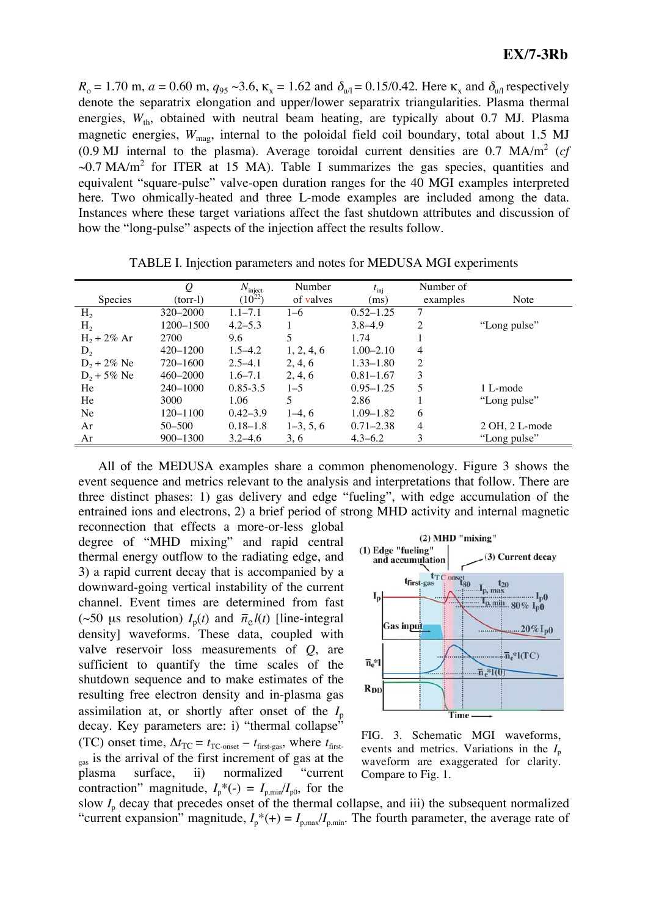$R_o$ = 1.70 m, $a$ = 0.60 m, $q_{95}$ ~3.6, $\kappa_x$ = 1.62 and $\delta_{u/l}$ = 0.15/0.42. Here $\kappa_x$ and $\delta_{u/l}$ respectively denote the separatrix elongation and upper/lower separatrix triangularities. Plasma thermal energies, $W_{th}$, obtained with neutral beam heating, are typically about 0.7 MJ. Plasma magnetic energies, $W_{mag}$, internal to the poloidal field coil boundary, total about 1.5 MJ (0.9 MJ internal to the plasma). Average toroidal current densities are 0.7 MA/m$^2$ (*cf* ~0.7 MA/m$^2$ for ITER at 15 MA). Table I summarizes the gas species, quantities and equivalent "square-pulse" valve-open duration ranges for the 40 MGI examples interpreted here. Two ohmically-heated and three L-mode examples are included among the data. Instances where these target variations affect the fast shutdown attributes and discussion of how the "long-pulse" aspects of the injection affect the results follow.

TABLE I. Injection parameters and notes for MEDUSA MGI experiments

| Species | $Q$ (torr-l) | $N_{inject}$ ($10^{22}$) | Number of valves | $t_{inj}$ (ms) | Number of examples | Note |
|---|---|---|---|---|---|---|
| $H_2$ | 320–2000 | 1.1–7.1 | 1–6 | 0.52–1.25 | 7 | |
| $H_2$ | 1200–1500 | 4.2–5.3 | 1 | 3.8–4.9 | 2 | "Long pulse" |
| $H_2$ + 2% Ar | 2700 | 9.6 | 5 | 1.74 | 1 | |
| $D_2$ | 420–1200 | 1.5–4.2 | 1, 2, 4, 6 | 1.00–2.10 | 4 | |
| $D_2$ + 2% Ne | 720–1600 | 2.5–4.1 | 2, 4, 6 | 1.33–1.80 | 2 | |
| $D_2$ + 5% Ne | 460–2000 | 1.6–7.1 | 2, 4, 6 | 0.81–1.67 | 3 | |
| He | 240–1000 | 0.85-3.5 | 1–5 | 0.95–1.25 | 5 | 1 L-mode |
| He | 3000 | 1.06 | 5 | 2.86 | 1 | "Long pulse" |
| Ne | 120–1100 | 0.42–3.9 | 1–4, 6 | 1.09–1.82 | 6 | |
| Ar | 50–500 | 0.18–1.8 | 1–3, 5, 6 | 0.71–2.38 | 4 | 2 OH, 2 L-mode |
| Ar | 900–1300 | 3.2–4.6 | 3, 6 | 4.3–6.2 | 3 | "Long pulse" |

All of the MEDUSA examples share a common phenomenology. Figure 3 shows the event sequence and metrics relevant to the analysis and interpretations that follow. There are three distinct phases: 1) gas delivery and edge "fueling", with edge accumulation of the entrained ions and electrons, 2) a brief period of strong MHD activity and internal magnetic reconnection that effects a more-or-less global degree of "MHD mixing" and rapid central thermal energy outflow to the radiating edge, and 3) a rapid current decay that is accompanied by a downward-going vertical instability of the current channel. Event times are determined from fast (~50 μs resolution) $I_p(t)$ and $\bar{n}_e l(t)$ [line-integral density] waveforms. These data, coupled with valve reservoir loss measurements of $Q$, are sufficient to quantify the time scales of the shutdown sequence and to make estimates of the resulting free electron density and in-plasma gas assimilation at, or shortly after onset of the $I_p$ decay. Key parameters are: i) "thermal collapse" (TC) onset time, $\Delta t_{TC} = t_{TC\text{-onset}} - t_{first\text{-}gas}$, where $t_{first\text{-}gas}$ is the arrival of the first increment of gas at the plasma surface, ii) normalized "current contraction" magnitude, $I_p^*(-) = I_{p,min}/I_{p0}$, for the slow $I_p$ decay that precedes onset of the thermal collapse, and iii) the subsequent normalized "current expansion" magnitude, $I_p^*(+) = I_{p,max}/I_{p,min}$. The fourth parameter, the average rate of

FIG. 3. Schematic MGI waveforms, events and metrics. Variations in the $I_p$ waveform are exaggerated for clarity. Compare to Fig. 1.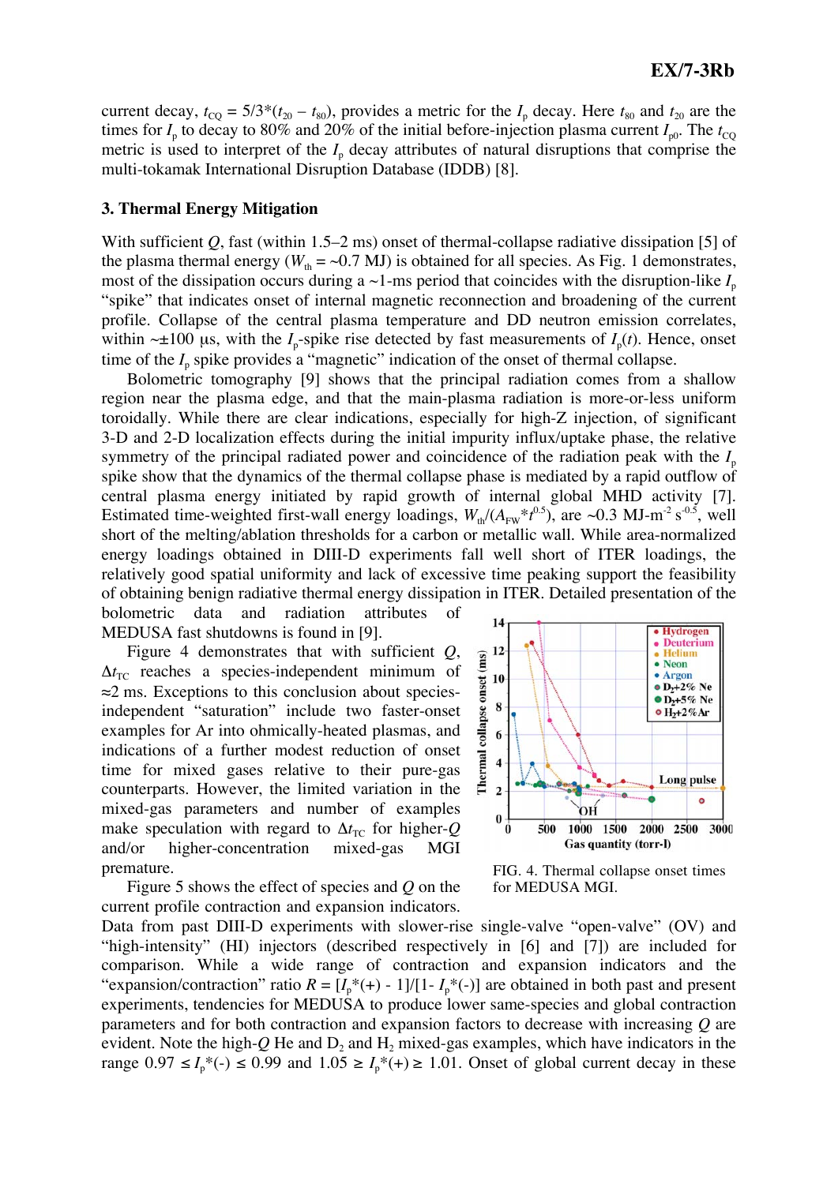current decay, $t_{CQ} = 5/3*(t_{20} - t_{80})$, provides a metric for the $I_p$ decay. Here $t_{80}$ and $t_{20}$ are the times for $I_p$ to decay to 80% and 20% of the initial before-injection plasma current $I_{p0}$. The $t_{CQ}$ metric is used to interpret of the $I_p$ decay attributes of natural disruptions that comprise the multi-tokamak International Disruption Database (IDDB) [8].

### 3. Thermal Energy Mitigation

With sufficient $Q$, fast (within 1.5–2 ms) onset of thermal-collapse radiative dissipation [5] of the plasma thermal energy ($W_{th}$ = ~0.7 MJ) is obtained for all species. As Fig. 1 demonstrates, most of the dissipation occurs during a ~1-ms period that coincides with the disruption-like $I_p$ "spike" that indicates onset of internal magnetic reconnection and broadening of the current profile. Collapse of the central plasma temperature and DD neutron emission correlates, within ~±100 μs, with the $I_p$-spike rise detected by fast measurements of $I_p(t)$. Hence, onset time of the $I_p$ spike provides a "magnetic" indication of the onset of thermal collapse.

Bolometric tomography [9] shows that the principal radiation comes from a shallow region near the plasma edge, and that the main-plasma radiation is more-or-less uniform toroidally. While there are clear indications, especially for high-Z injection, of significant 3-D and 2-D localization effects during the initial impurity influx/uptake phase, the relative symmetry of the principal radiated power and coincidence of the radiation peak with the $I_p$ spike show that the dynamics of the thermal collapse phase is mediated by a rapid outflow of central plasma energy initiated by rapid growth of internal global MHD activity [7]. Estimated time-weighted first-wall energy loadings, $W_{th}/(A_{FW}*t^{0.5})$, are ~0.3 MJ-m$^{-2}$ s$^{-0.5}$, well short of the melting/ablation thresholds for a carbon or metallic wall. While area-normalized energy loadings obtained in DIII-D experiments fall well short of ITER loadings, the relatively good spatial uniformity and lack of excessive time peaking support the feasibility of obtaining benign radiative thermal energy dissipation in ITER. Detailed presentation of the bolometric data and radiation attributes of MEDUSA fast shutdowns is found in [9].

Figure 4 demonstrates that with sufficient $Q$, $\Delta t_{TC}$ reaches a species-independent minimum of ≈2 ms. Exceptions to this conclusion about species-independent "saturation" include two faster-onset examples for Ar into ohmically-heated plasmas, and indications of a further modest reduction of onset time for mixed gases relative to their pure-gas counterparts. However, the limited variation in the mixed-gas parameters and number of examples make speculation with regard to $\Delta t_{TC}$ for higher-$Q$ and/or higher-concentration mixed-gas MGI premature.

FIG. 4. Thermal collapse onset times for MEDUSA MGI.

Figure 5 shows the effect of species and $Q$ on the current profile contraction and expansion indicators. Data from past DIII-D experiments with slower-rise single-valve "open-valve" (OV) and "high-intensity" (HI) injectors (described respectively in [6] and [7]) are included for comparison. While a wide range of contraction and expansion indicators and the "expansion/contraction" ratio $R = [I_p*(+) - 1]/[1- I_p*(-)]$ are obtained in both past and present experiments, tendencies for MEDUSA to produce lower same-species and global contraction parameters and for both contraction and expansion factors to decrease with increasing $Q$ are evident. Note the high-$Q$ He and $D_2$ and $H_2$ mixed-gas examples, which have indicators in the range $0.97 \leq I_p*(-) \leq 0.99$ and $1.05 \geq I_p*(+) \geq 1.01$. Onset of global current decay in these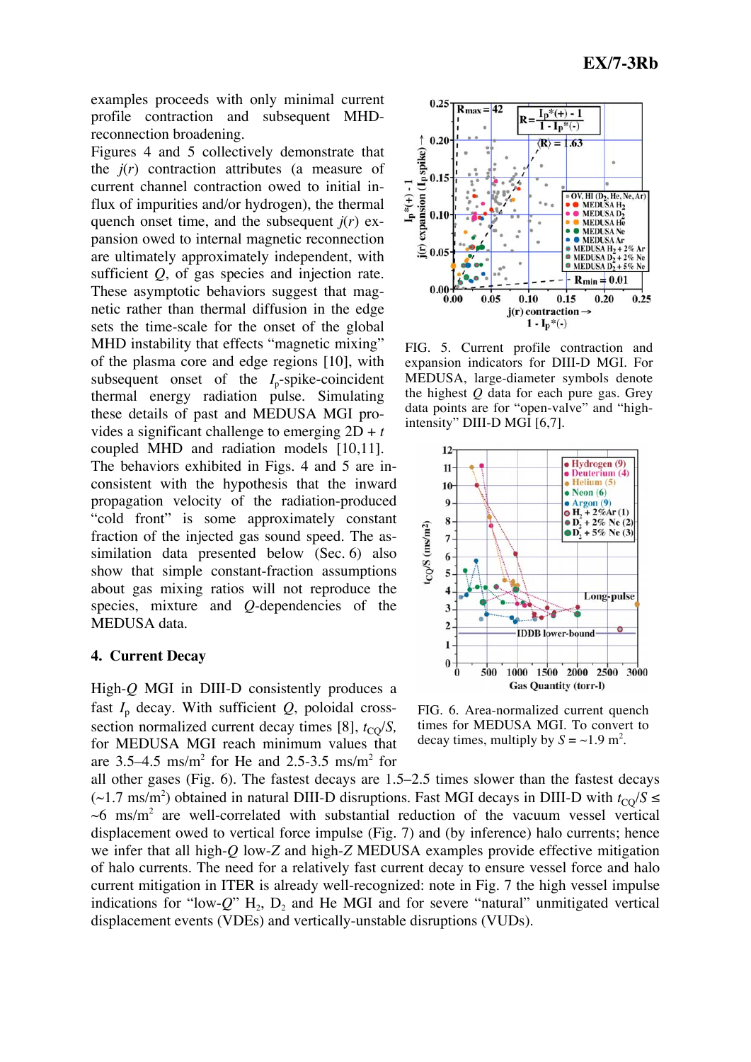examples proceeds with only minimal current profile contraction and subsequent MHD-reconnection broadening.

Figures 4 and 5 collectively demonstrate that the $j(r)$ contraction attributes (a measure of current channel contraction owed to initial in-flux of impurities and/or hydrogen), the thermal quench onset time, and the subsequent $j(r)$ expansion owed to internal magnetic reconnection are ultimately approximately independent, with sufficient $Q$, of gas species and injection rate. These asymptotic behaviors suggest that magnetic rather than thermal diffusion in the edge sets the time-scale for the onset of the global MHD instability that effects "magnetic mixing" of the plasma core and edge regions [10], with subsequent onset of the $I_p$-spike-coincident thermal energy radiation pulse. Simulating these details of past and MEDUSA MGI provides a significant challenge to emerging 2D + $t$ coupled MHD and radiation models [10,11]. The behaviors exhibited in Figs. 4 and 5 are inconsistent with the hypothesis that the inward propagation velocity of the radiation-produced "cold front" is some approximately constant fraction of the injected gas sound speed. The assimilation data presented below (Sec. 6) also show that simple constant-fraction assumptions about gas mixing ratios will not reproduce the species, mixture and $Q$-dependencies of the MEDUSA data.

FIG. 5. Current profile contraction and expansion indicators for DIII-D MGI. For MEDUSA, large-diameter symbols denote the highest $Q$ data for each pure gas. Grey data points are for "open-valve" and "high-intensity" DIII-D MGI [6,7].

FIG. 6. Area-normalized current quench times for MEDUSA MGI. To convert to decay times, multiply by $S = \sim 1.9$ m$^2$.

## 4. Current Decay

High-$Q$ MGI in DIII-D consistently produces a fast $I_p$ decay. With sufficient $Q$, poloidal cross-section normalized current decay times [8], $t_{CQ}/S$, for MEDUSA MGI reach minimum values that are 3.5–4.5 ms/m$^2$ for He and 2.5-3.5 ms/m$^2$ for all other gases (Fig. 6). The fastest decays are 1.5–2.5 times slower than the fastest decays (~1.7 ms/m$^2$) obtained in natural DIII-D disruptions. Fast MGI decays in DIII-D with $t_{CQ}/S \leq$ ~6 ms/m$^2$ are well-correlated with substantial reduction of the vacuum vessel vertical displacement owed to vertical force impulse (Fig. 7) and (by inference) halo currents; hence we infer that all high-$Q$ low-$Z$ and high-$Z$ MEDUSA examples provide effective mitigation of halo currents. The need for a relatively fast current decay to ensure vessel force and halo current mitigation in ITER is already well-recognized: note in Fig. 7 the high vessel impulse indications for "low-$Q$" $H_2$, $D_2$ and He MGI and for severe "natural" unmitigated vertical displacement events (VDEs) and vertically-unstable disruptions (VUDs).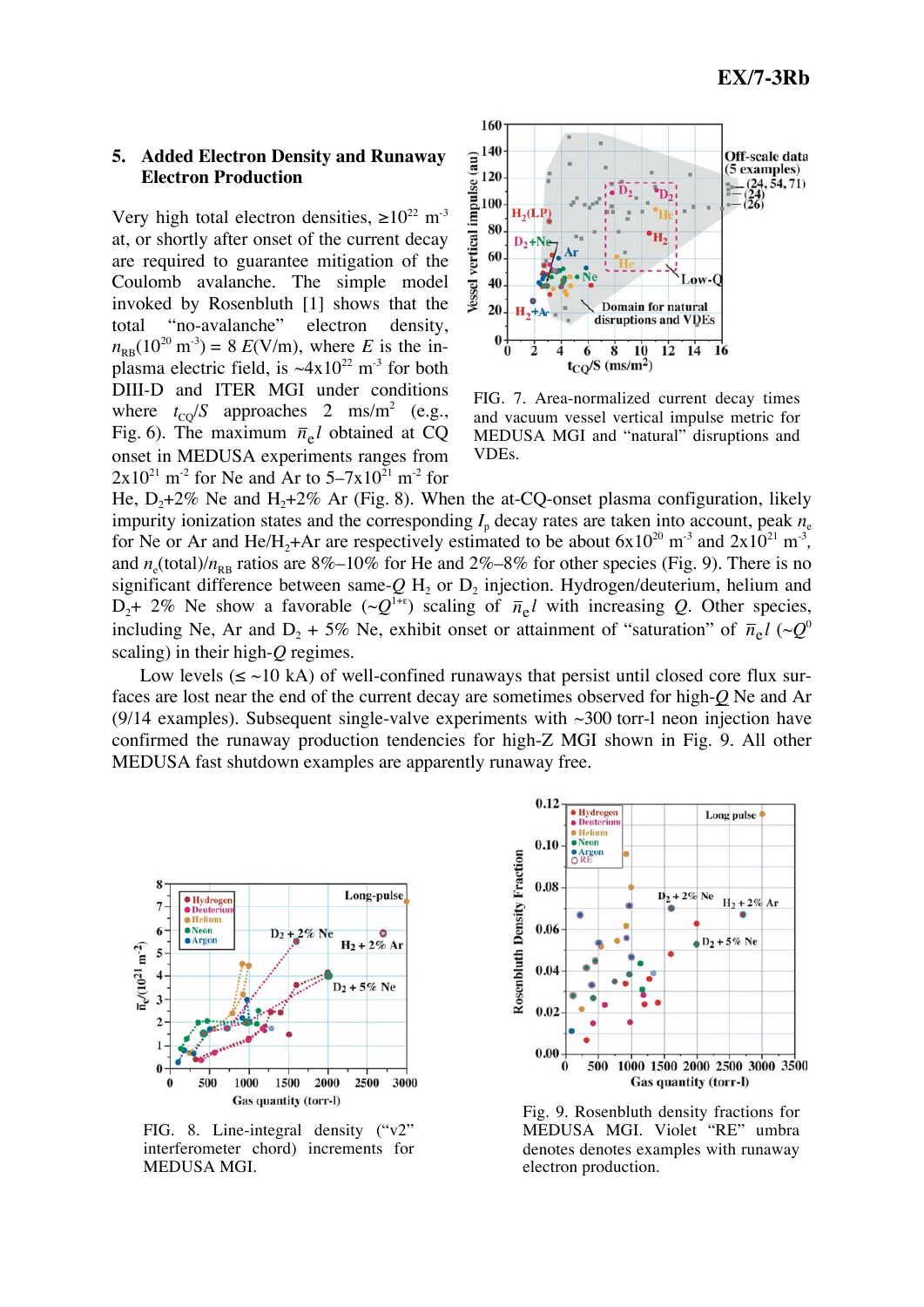## 5. Added Electron Density and Runaway Electron Production

Very high total electron densities, $\geq 10^{22}$ m$^{-3}$ at, or shortly after onset of the current decay are required to guarantee mitigation of the Coulomb avalanche. The simple model invoked by Rosenbluth [1] shows that the total "no-avalanche" electron density, $n_{RB}(10^{20}$ m$^{-3}) = 8\ E$(V/m), where $E$ is the in-plasma electric field, is ~$4\times10^{22}$ m$^{-3}$ for both DIII-D and ITER MGI under conditions where $t_{CQ}/S$ approaches 2 ms/m$^2$ (e.g., Fig. 6). The maximum $\bar{n}_e l$ obtained at CQ onset in MEDUSA experiments ranges from $2\times10^{21}$ m$^{-2}$ for Ne and Ar to 5–$7\times10^{21}$ m$^{-2}$ for He, $D_2$+2% Ne and $H_2$+2% Ar (Fig. 8). When the at-CQ-onset plasma configuration, likely impurity ionization states and the corresponding $I_p$ decay rates are taken into account, peak $n_e$ for Ne or Ar and He/$H_2$+Ar are respectively estimated to be about $6\times10^{20}$ m$^{-3}$ and $2\times10^{21}$ m$^{-3}$, and $n_e$(total)/$n_{RB}$ ratios are 8%–10% for He and 2%–8% for other species (Fig. 9). There is no significant difference between same-$Q$ $H_2$ or $D_2$ injection. Hydrogen/deuterium, helium and $D_2$+ 2% Ne show a favorable (~$Q^{1+\varepsilon}$) scaling of $\bar{n}_e l$ with increasing $Q$. Other species, including Ne, Ar and $D_2$ + 5% Ne, exhibit onset or attainment of "saturation" of $\bar{n}_e l$ (~$Q^0$ scaling) in their high-$Q$ regimes.

FIG. 7. Area-normalized current decay times and vacuum vessel vertical impulse metric for MEDUSA MGI and "natural" disruptions and VDEs.

Low levels ($\leq$ ~10 kA) of well-confined runaways that persist until closed core flux surfaces are lost near the end of the current decay are sometimes observed for high-$Q$ Ne and Ar (9/14 examples). Subsequent single-valve experiments with ~300 torr-l neon injection have confirmed the runaway production tendencies for high-Z MGI shown in Fig. 9. All other MEDUSA fast shutdown examples are apparently runaway free.

FIG. 8. Line-integral density ("v2" interferometer chord) increments for MEDUSA MGI.

Fig. 9. Rosenbluth density fractions for MEDUSA MGI. Violet "RE" umbra denotes denotes examples with runaway electron production.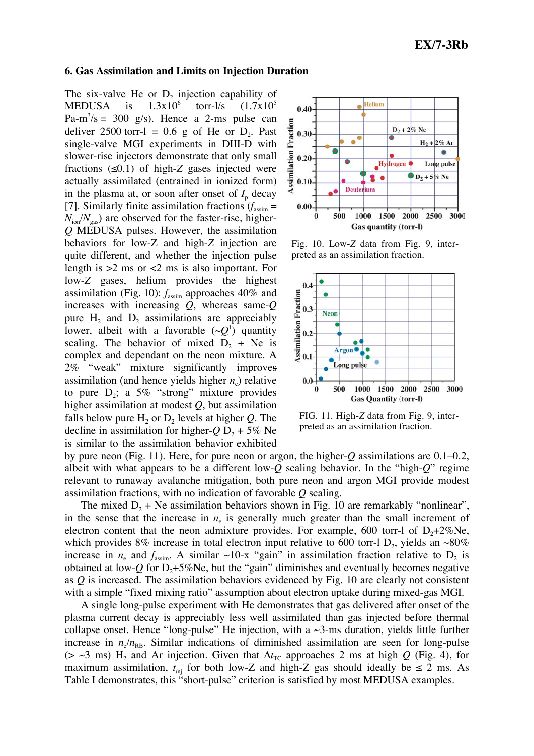## 6. Gas Assimilation and Limits on Injection Duration

The six-valve He or $D_2$ injection capability of MEDUSA is $1.3\times10^6$ torr-l/s ($1.7\times10^5$ Pa-m$^3$/s = 300 g/s). Hence a 2-ms pulse can deliver 2500 torr-l = 0.6 g of He or $D_2$. Past single-valve MGI experiments in DIII-D with slower-rise injectors demonstrate that only small fractions ($\leq$0.1) of high-*Z* gases injected were actually assimilated (entrained in ionized form) in the plasma at, or soon after onset of $I_p$ decay [7]. Similarly finite assimilation fractions ($f_{assim} = N_{ion}/N_{gas}$) are observed for the faster-rise, higher-*Q* MEDUSA pulses. However, the assimilation behaviors for low-Z and high-*Z* injection are quite different, and whether the injection pulse length is >2 ms or <2 ms is also important. For low-*Z* gases, helium provides the highest assimilation (Fig. 10): $f_{assim}$ approaches 40% and increases with increasing *Q*, whereas same-*Q* pure $H_2$ and $D_2$ assimilations are appreciably lower, albeit with a favorable ($\sim Q^1$) quantity scaling. The behavior of mixed $D_2$ + Ne is complex and dependant on the neon mixture. A 2% "weak" mixture significantly improves assimilation (and hence yields higher $n_e$) relative to pure $D_2$; a 5% "strong" mixture provides higher assimilation at modest *Q*, but assimilation falls below pure $H_2$ or $D_2$ levels at higher *Q*. The decline in assimilation for higher-*Q* $D_2$ + 5% Ne is similar to the assimilation behavior exhibited by pure neon (Fig. 11). Here, for pure neon or argon, the higher-*Q* assimilations are 0.1–0.2, albeit with what appears to be a different low-*Q* scaling behavior. In the "high-*Q*" regime relevant to runaway avalanche mitigation, both pure neon and argon MGI provide modest assimilation fractions, with no indication of favorable *Q* scaling.

Fig. 10. Low-*Z* data from Fig. 9, interpreted as an assimilation fraction.

FIG. 11. High-*Z* data from Fig. 9, interpreted as an assimilation fraction.

The mixed $D_2$ + Ne assimilation behaviors shown in Fig. 10 are remarkably "nonlinear", in the sense that the increase in $n_e$ is generally much greater than the small increment of electron content that the neon admixture provides. For example, 600 torr-l of $D_2$+2%Ne, which provides 8% increase in total electron input relative to 600 torr-l $D_2$, yields an ~80% increase in $n_e$ and $f_{assim}$. A similar ~10-x "gain" in assimilation fraction relative to $D_2$ is obtained at low-*Q* for $D_2$+5%Ne, but the "gain" diminishes and eventually becomes negative as *Q* is increased. The assimilation behaviors evidenced by Fig. 10 are clearly not consistent with a simple "fixed mixing ratio" assumption about electron uptake during mixed-gas MGI.

A single long-pulse experiment with He demonstrates that gas delivered after onset of the plasma current decay is appreciably less well assimilated than gas injected before thermal collapse onset. Hence "long-pulse" He injection, with a ~3-ms duration, yields little further increase in $n_e/n_{RB}$. Similar indications of diminished assimilation are seen for long-pulse (> ~3 ms) $H_2$ and Ar injection. Given that $\Delta t_{TC}$ approaches 2 ms at high *Q* (Fig. 4), for maximum assimilation, $t_{inj}$ for both low-Z and high-Z gas should ideally be $\leq$ 2 ms. As Table I demonstrates, this "short-pulse" criterion is satisfied by most MEDUSA examples.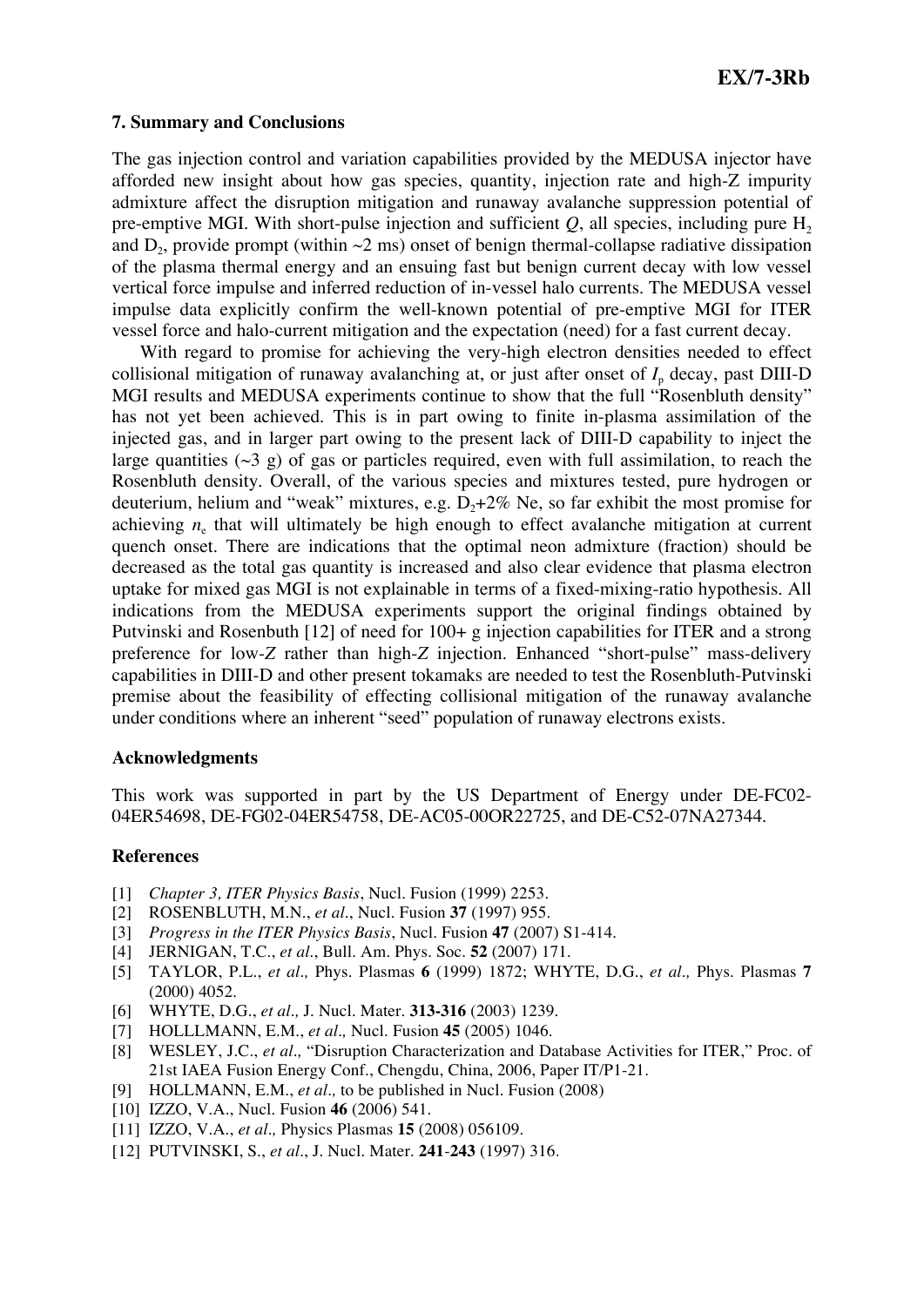## 7. Summary and Conclusions

The gas injection control and variation capabilities provided by the MEDUSA injector have afforded new insight about how gas species, quantity, injection rate and high-Z impurity admixture affect the disruption mitigation and runaway avalanche suppression potential of pre-emptive MGI. With short-pulse injection and sufficient $Q$, all species, including pure $H_2$ and $D_2$, provide prompt (within ~2 ms) onset of benign thermal-collapse radiative dissipation of the plasma thermal energy and an ensuing fast but benign current decay with low vessel vertical force impulse and inferred reduction of in-vessel halo currents. The MEDUSA vessel impulse data explicitly confirm the well-known potential of pre-emptive MGI for ITER vessel force and halo-current mitigation and the expectation (need) for a fast current decay.

With regard to promise for achieving the very-high electron densities needed to effect collisional mitigation of runaway avalanching at, or just after onset of $I_p$ decay, past DIII-D MGI results and MEDUSA experiments continue to show that the full "Rosenbluth density" has not yet been achieved. This is in part owing to finite in-plasma assimilation of the injected gas, and in larger part owing to the present lack of DIII-D capability to inject the large quantities (~3 g) of gas or particles required, even with full assimilation, to reach the Rosenbluth density. Overall, of the various species and mixtures tested, pure hydrogen or deuterium, helium and "weak" mixtures, e.g. $D_2$+2% Ne, so far exhibit the most promise for achieving $n_e$ that will ultimately be high enough to effect avalanche mitigation at current quench onset. There are indications that the optimal neon admixture (fraction) should be decreased as the total gas quantity is increased and also clear evidence that plasma electron uptake for mixed gas MGI is not explainable in terms of a fixed-mixing-ratio hypothesis. All indications from the MEDUSA experiments support the original findings obtained by Putvinski and Rosenbuth [12] of need for 100+ g injection capabilities for ITER and a strong preference for low-$Z$ rather than high-$Z$ injection. Enhanced "short-pulse" mass-delivery capabilities in DIII-D and other present tokamaks are needed to test the Rosenbluth-Putvinski premise about the feasibility of effecting collisional mitigation of the runaway avalanche under conditions where an inherent "seed" population of runaway electrons exists.

## Acknowledgments

This work was supported in part by the US Department of Energy under DE-FC02-04ER54698, DE-FG02-04ER54758, DE-AC05-00OR22725, and DE-C52-07NA27344.

## References

- [1] *Chapter 3, ITER Physics Basis*, Nucl. Fusion (1999) 2253.
- [2] ROSENBLUTH, M.N., *et al*., Nucl. Fusion **37** (1997) 955.
- [3] *Progress in the ITER Physics Basis*, Nucl. Fusion **47** (2007) S1-414.
- [4] JERNIGAN, T.C., *et al*., Bull. Am. Phys. Soc. **52** (2007) 171.
- [5] TAYLOR, P.L., *et al.,* Phys. Plasmas **6** (1999) 1872; WHYTE, D.G., *et al.,* Phys. Plasmas **7** (2000) 4052.
- [6] WHYTE, D.G., *et al.,* J. Nucl. Mater. **313-316** (2003) 1239.
- [7] HOLLLMANN, E.M., *et al.,* Nucl. Fusion **45** (2005) 1046.
- [8] WESLEY, J.C., *et al.,* "Disruption Characterization and Database Activities for ITER," Proc. of 21st IAEA Fusion Energy Conf., Chengdu, China, 2006, Paper IT/P1-21.
- [9] HOLLMANN, E.M., *et al.,* to be published in Nucl. Fusion (2008)
- [10] IZZO, V.A., Nucl. Fusion **46** (2006) 541.
- [11] IZZO, V.A., *et al.,* Physics Plasmas **15** (2008) 056109.
- [12] PUTVINSKI, S., *et al*., J. Nucl. Mater. **241**-**243** (1997) 316.